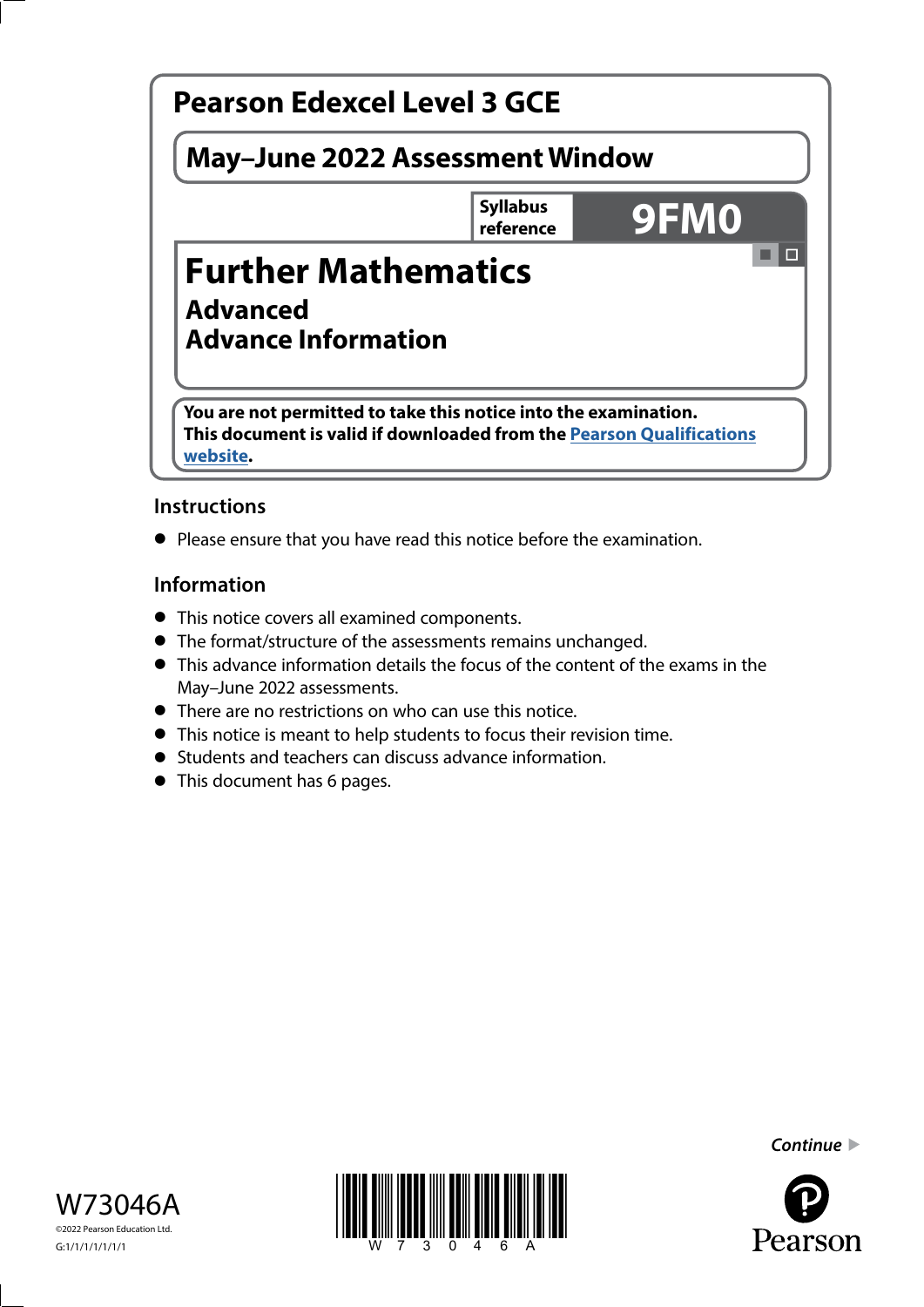# Pearson Edexcel Level 3 GCE

## May–June 2022 Assessment Window

Syllabus reference **9FM0**

# Further Mathematics

## Advanced
## Advance Information

**You are not permitted to take this notice into the examination.**
**This document is valid if downloaded from the Pearson Qualifications website.**

### Instructions

- Please ensure that you have read this notice before the examination.

### Information

- This notice covers all examined components.
- The format/structure of the assessments remains unchanged.
- This advance information details the focus of the content of the exams in the May–June 2022 assessments.
- There are no restrictions on who can use this notice.
- This notice is meant to help students to focus their revision time.
- Students and teachers can discuss advance information.
- This document has 6 pages.

*Continue*

W73046A
©2022 Pearson Education Ltd.
G:1/1/1/1/1/1/1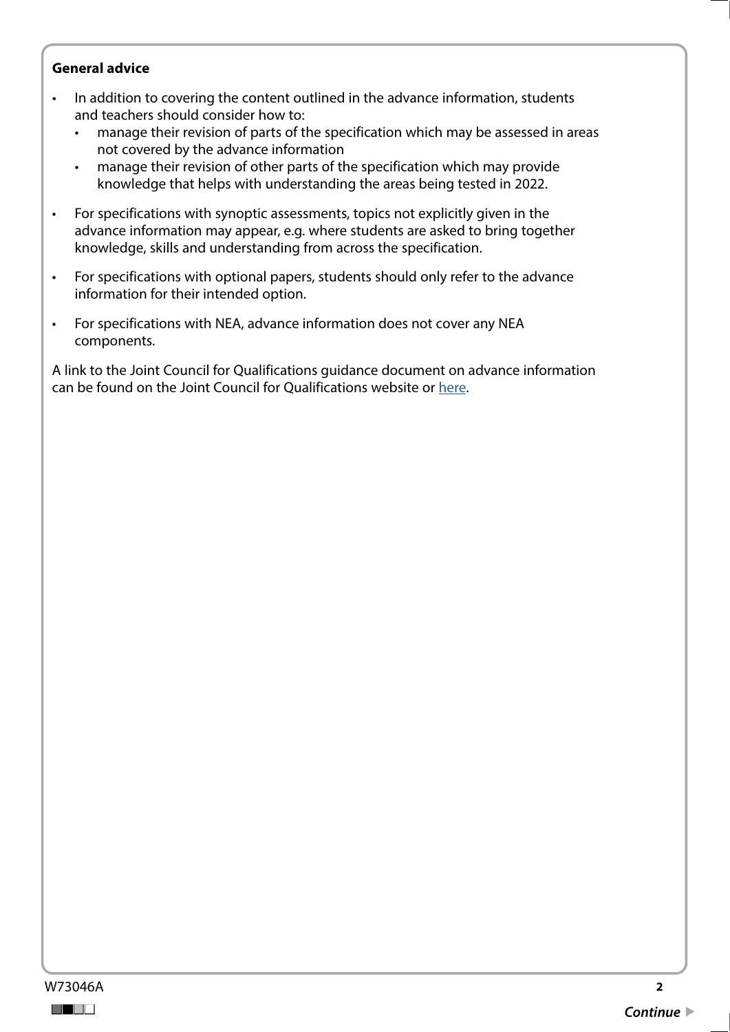**General advice**

- In addition to covering the content outlined in the advance information, students and teachers should consider how to:
  - manage their revision of parts of the specification which may be assessed in areas not covered by the advance information
  - manage their revision of other parts of the specification which may provide knowledge that helps with understanding the areas being tested in 2022.
- For specifications with synoptic assessments, topics not explicitly given in the advance information may appear, e.g. where students are asked to bring together knowledge, skills and understanding from across the specification.
- For specifications with optional papers, students should only refer to the advance information for their intended option.
- For specifications with NEA, advance information does not cover any NEA components.

A link to the Joint Council for Qualifications guidance document on advance information can be found on the Joint Council for Qualifications website or here.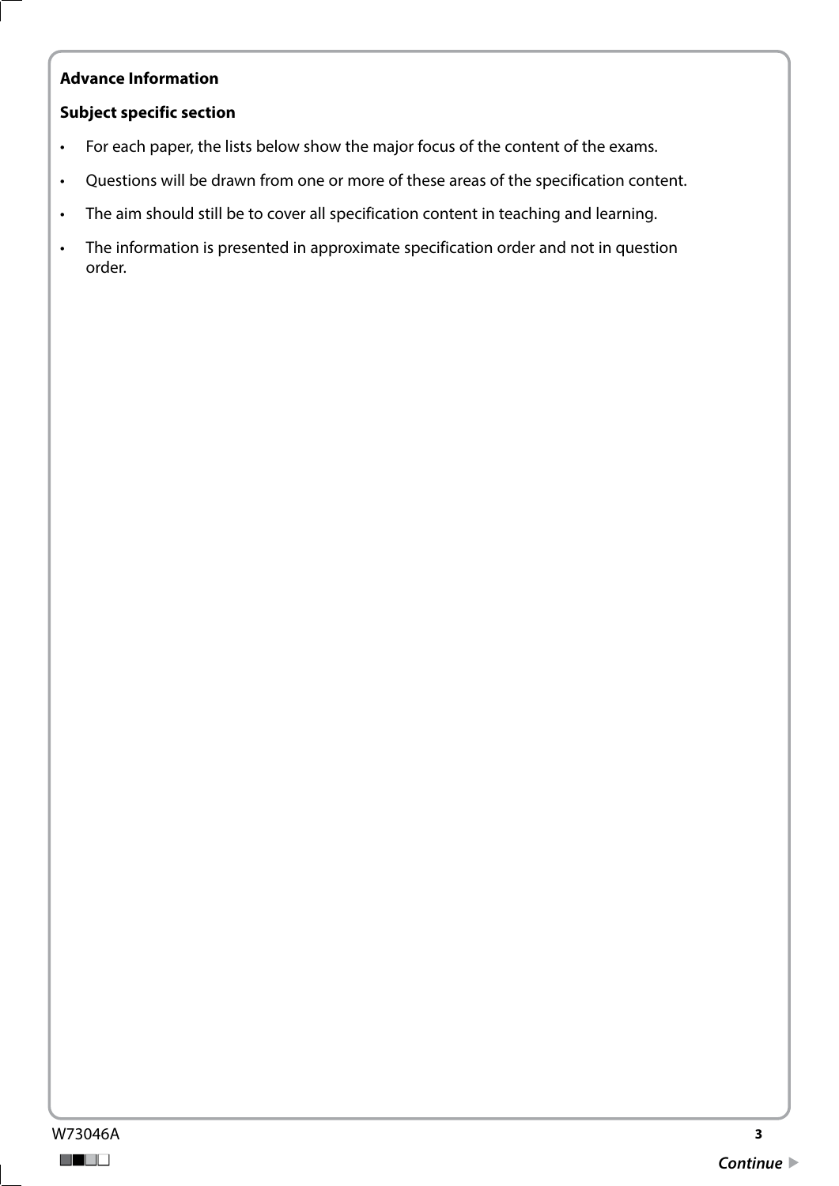**Advance Information**

**Subject specific section**

- For each paper, the lists below show the major focus of the content of the exams.
- Questions will be drawn from one or more of these areas of the specification content.
- The aim should still be to cover all specification content in teaching and learning.
- The information is presented in approximate specification order and not in question order.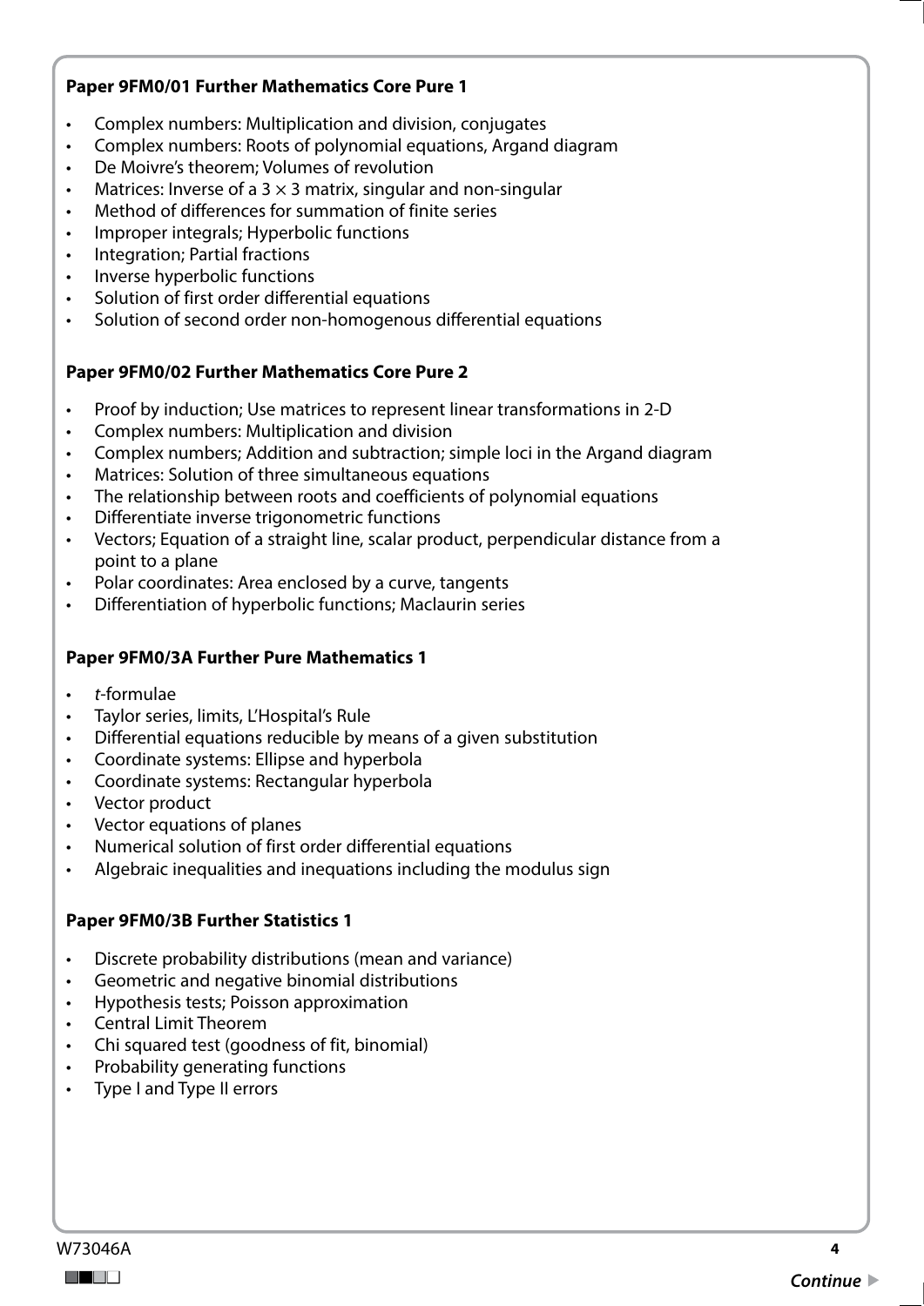**Paper 9FM0/01 Further Mathematics Core Pure 1**

- Complex numbers: Multiplication and division, conjugates
- Complex numbers: Roots of polynomial equations, Argand diagram
- De Moivre's theorem; Volumes of revolution
- Matrices: Inverse of a $3 \times 3$ matrix, singular and non-singular
- Method of differences for summation of finite series
- Improper integrals; Hyperbolic functions
- Integration; Partial fractions
- Inverse hyperbolic functions
- Solution of first order differential equations
- Solution of second order non-homogenous differential equations

**Paper 9FM0/02 Further Mathematics Core Pure 2**

- Proof by induction; Use matrices to represent linear transformations in 2-D
- Complex numbers: Multiplication and division
- Complex numbers; Addition and subtraction; simple loci in the Argand diagram
- Matrices: Solution of three simultaneous equations
- The relationship between roots and coefficients of polynomial equations
- Differentiate inverse trigonometric functions
- Vectors; Equation of a straight line, scalar product, perpendicular distance from a point to a plane
- Polar coordinates: Area enclosed by a curve, tangents
- Differentiation of hyperbolic functions; Maclaurin series

**Paper 9FM0/3A Further Pure Mathematics 1**

- *t*-formulae
- Taylor series, limits, L'Hospital's Rule
- Differential equations reducible by means of a given substitution
- Coordinate systems: Ellipse and hyperbola
- Coordinate systems: Rectangular hyperbola
- Vector product
- Vector equations of planes
- Numerical solution of first order differential equations
- Algebraic inequalities and inequations including the modulus sign

**Paper 9FM0/3B Further Statistics 1**

- Discrete probability distributions (mean and variance)
- Geometric and negative binomial distributions
- Hypothesis tests; Poisson approximation
- Central Limit Theorem
- Chi squared test (goodness of fit, binomial)
- Probability generating functions
- Type I and Type II errors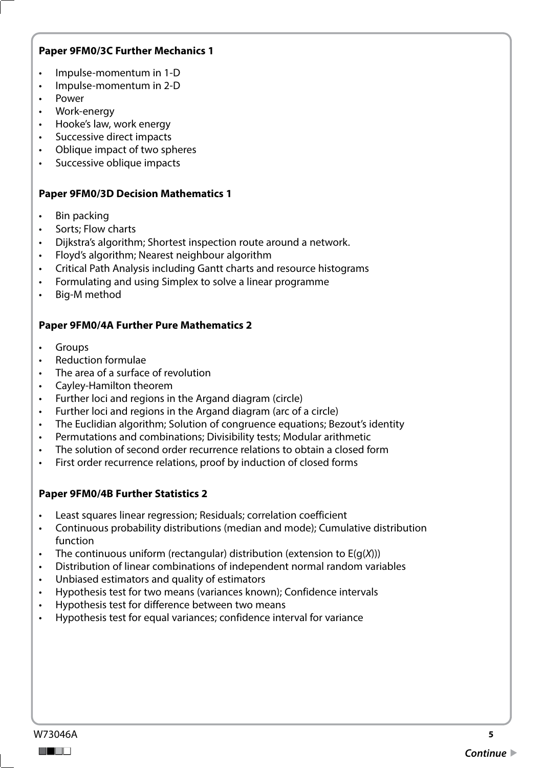**Paper 9FM0/3C Further Mechanics 1**

- Impulse-momentum in 1-D
- Impulse-momentum in 2-D
- Power
- Work-energy
- Hooke's law, work energy
- Successive direct impacts
- Oblique impact of two spheres
- Successive oblique impacts

**Paper 9FM0/3D Decision Mathematics 1**

- Bin packing
- Sorts; Flow charts
- Dijkstra's algorithm; Shortest inspection route around a network.
- Floyd's algorithm; Nearest neighbour algorithm
- Critical Path Analysis including Gantt charts and resource histograms
- Formulating and using Simplex to solve a linear programme
- Big-M method

**Paper 9FM0/4A Further Pure Mathematics 2**

- Groups
- Reduction formulae
- The area of a surface of revolution
- Cayley-Hamilton theorem
- Further loci and regions in the Argand diagram (circle)
- Further loci and regions in the Argand diagram (arc of a circle)
- The Euclidian algorithm; Solution of congruence equations; Bezout's identity
- Permutations and combinations; Divisibility tests; Modular arithmetic
- The solution of second order recurrence relations to obtain a closed form
- First order recurrence relations, proof by induction of closed forms

**Paper 9FM0/4B Further Statistics 2**

- Least squares linear regression; Residuals; correlation coefficient
- Continuous probability distributions (median and mode); Cumulative distribution function
- The continuous uniform (rectangular) distribution (extension to $E(g(X))$)
- Distribution of linear combinations of independent normal random variables
- Unbiased estimators and quality of estimators
- Hypothesis test for two means (variances known); Confidence intervals
- Hypothesis test for difference between two means
- Hypothesis test for equal variances; confidence interval for variance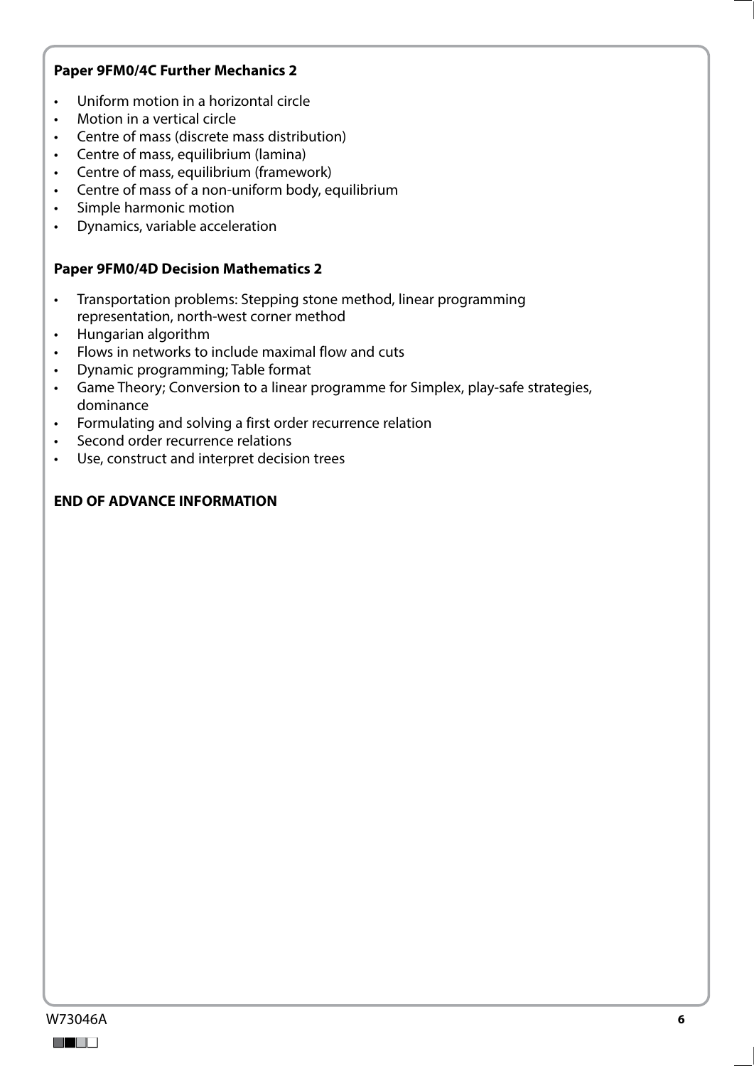**Paper 9FM0/4C Further Mechanics 2**

- Uniform motion in a horizontal circle
- Motion in a vertical circle
- Centre of mass (discrete mass distribution)
- Centre of mass, equilibrium (lamina)
- Centre of mass, equilibrium (framework)
- Centre of mass of a non-uniform body, equilibrium
- Simple harmonic motion
- Dynamics, variable acceleration

**Paper 9FM0/4D Decision Mathematics 2**

- Transportation problems: Stepping stone method, linear programming representation, north-west corner method
- Hungarian algorithm
- Flows in networks to include maximal flow and cuts
- Dynamic programming; Table format
- Game Theory; Conversion to a linear programme for Simplex, play-safe strategies, dominance
- Formulating and solving a first order recurrence relation
- Second order recurrence relations
- Use, construct and interpret decision trees

**END OF ADVANCE INFORMATION**